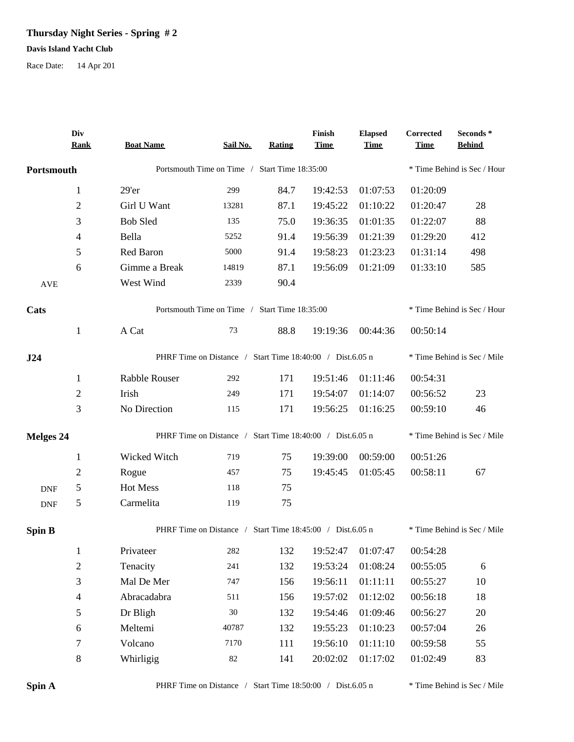# Thursday Night Series - Spring # 2

**Davis Island Yacht Club**

Race Date: 14 Apr 201

| | Div Rank | Boat Name | Sail No. | Rating | Finish Time | Elapsed Time | Corrected Time | Seconds * Behind |
|---|---|---|---|---|---|---|---|---|
| **Portsmouth** | | Portsmouth Time on Time / Start Time 18:35:00 | | | | | * Time Behind is Sec / Hour | |
| | 1 | 29'er | 299 | 84.7 | 19:42:53 | 01:07:53 | 01:20:09 | |
| | 2 | Girl U Want | 13281 | 87.1 | 19:45:22 | 01:10:22 | 01:20:47 | 28 |
| | 3 | Bob Sled | 135 | 75.0 | 19:36:35 | 01:01:35 | 01:22:07 | 88 |
| | 4 | Bella | 5252 | 91.4 | 19:56:39 | 01:21:39 | 01:29:20 | 412 |
| | 5 | Red Baron | 5000 | 91.4 | 19:58:23 | 01:23:23 | 01:31:14 | 498 |
| | 6 | Gimme a Break | 14819 | 87.1 | 19:56:09 | 01:21:09 | 01:33:10 | 585 |
| AVE | | West Wind | 2339 | 90.4 | | | | |
| **Cats** | | Portsmouth Time on Time / Start Time 18:35:00 | | | | | * Time Behind is Sec / Hour | |
| | 1 | A Cat | 73 | 88.8 | 19:19:36 | 00:44:36 | 00:50:14 | |
| **J24** | | PHRF Time on Distance / Start Time 18:40:00 / Dist.6.05 n | | | | | * Time Behind is Sec / Mile | |
| | 1 | Rabble Rouser | 292 | 171 | 19:51:46 | 01:11:46 | 00:54:31 | |
| | 2 | Irish | 249 | 171 | 19:54:07 | 01:14:07 | 00:56:52 | 23 |
| | 3 | No Direction | 115 | 171 | 19:56:25 | 01:16:25 | 00:59:10 | 46 |
| **Melges 24** | | PHRF Time on Distance / Start Time 18:40:00 / Dist.6.05 n | | | | | * Time Behind is Sec / Mile | |
| | 1 | Wicked Witch | 719 | 75 | 19:39:00 | 00:59:00 | 00:51:26 | |
| | 2 | Rogue | 457 | 75 | 19:45:45 | 01:05:45 | 00:58:11 | 67 |
| DNF | 5 | Hot Mess | 118 | 75 | | | | |
| DNF | 5 | Carmelita | 119 | 75 | | | | |
| **Spin B** | | PHRF Time on Distance / Start Time 18:45:00 / Dist.6.05 n | | | | | * Time Behind is Sec / Mile | |
| | 1 | Privateer | 282 | 132 | 19:52:47 | 01:07:47 | 00:54:28 | |
| | 2 | Tenacity | 241 | 132 | 19:53:24 | 01:08:24 | 00:55:05 | 6 |
| | 3 | Mal De Mer | 747 | 156 | 19:56:11 | 01:11:11 | 00:55:27 | 10 |
| | 4 | Abracadabra | 511 | 156 | 19:57:02 | 01:12:02 | 00:56:18 | 18 |
| | 5 | Dr Bligh | 30 | 132 | 19:54:46 | 01:09:46 | 00:56:27 | 20 |
| | 6 | Meltemi | 40787 | 132 | 19:55:23 | 01:10:23 | 00:57:04 | 26 |
| | 7 | Volcano | 7170 | 111 | 19:56:10 | 01:11:10 | 00:59:58 | 55 |
| | 8 | Whirligig | 82 | 141 | 20:02:02 | 01:17:02 | 01:02:49 | 83 |
| **Spin A** | | PHRF Time on Distance / Start Time 18:50:00 / Dist.6.05 n | | | | | * Time Behind is Sec / Mile | |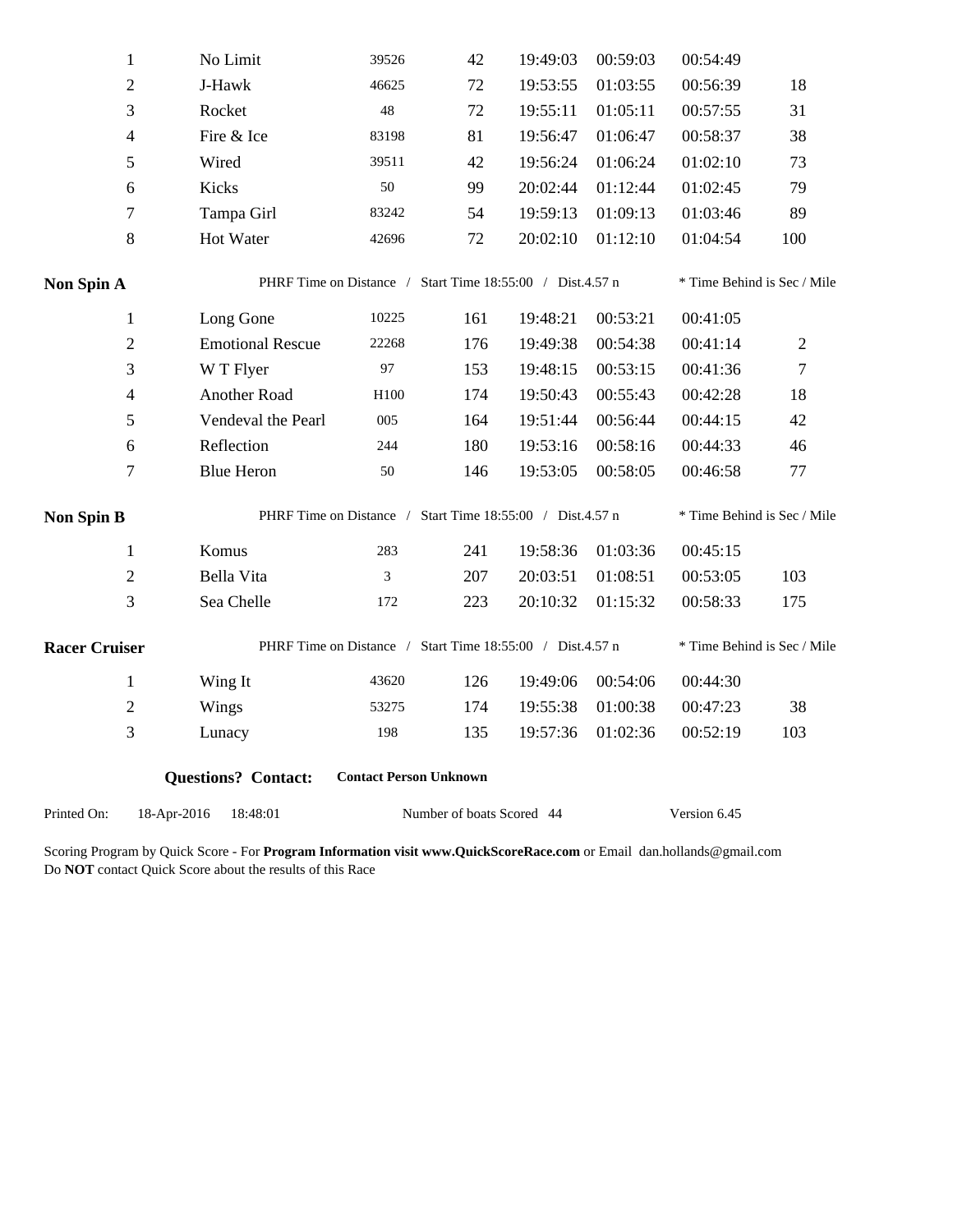| | | | | | | | |
|---|---|---|---|---|---|---|---|
| 1 | No Limit | 39526 | 42 | 19:49:03 | 00:59:03 | 00:54:49 | |
| 2 | J-Hawk | 46625 | 72 | 19:53:55 | 01:03:55 | 00:56:39 | 18 |
| 3 | Rocket | 48 | 72 | 19:55:11 | 01:05:11 | 00:57:55 | 31 |
| 4 | Fire & Ice | 83198 | 81 | 19:56:47 | 01:06:47 | 00:58:37 | 38 |
| 5 | Wired | 39511 | 42 | 19:56:24 | 01:06:24 | 01:02:10 | 73 |
| 6 | Kicks | 50 | 99 | 20:02:44 | 01:12:44 | 01:02:45 | 79 |
| 7 | Tampa Girl | 83242 | 54 | 19:59:13 | 01:09:13 | 01:03:46 | 89 |
| 8 | Hot Water | 42696 | 72 | 20:02:10 | 01:12:10 | 01:04:54 | 100 |

**Non Spin A** PHRF Time on Distance / Start Time 18:55:00 / Dist.4.57 n * Time Behind is Sec / Mile

| | | | | | | | |
|---|---|---|---|---|---|---|---|
| 1 | Long Gone | 10225 | 161 | 19:48:21 | 00:53:21 | 00:41:05 | |
| 2 | Emotional Rescue | 22268 | 176 | 19:49:38 | 00:54:38 | 00:41:14 | 2 |
| 3 | W T Flyer | 97 | 153 | 19:48:15 | 00:53:15 | 00:41:36 | 7 |
| 4 | Another Road | H100 | 174 | 19:50:43 | 00:55:43 | 00:42:28 | 18 |
| 5 | Vendeval the Pearl | 005 | 164 | 19:51:44 | 00:56:44 | 00:44:15 | 42 |
| 6 | Reflection | 244 | 180 | 19:53:16 | 00:58:16 | 00:44:33 | 46 |
| 7 | Blue Heron | 50 | 146 | 19:53:05 | 00:58:05 | 00:46:58 | 77 |

**Non Spin B** PHRF Time on Distance / Start Time 18:55:00 / Dist.4.57 n * Time Behind is Sec / Mile

| | | | | | | | |
|---|---|---|---|---|---|---|---|
| 1 | Komus | 283 | 241 | 19:58:36 | 01:03:36 | 00:45:15 | |
| 2 | Bella Vita | 3 | 207 | 20:03:51 | 01:08:51 | 00:53:05 | 103 |
| 3 | Sea Chelle | 172 | 223 | 20:10:32 | 01:15:32 | 00:58:33 | 175 |

**Racer Cruiser** PHRF Time on Distance / Start Time 18:55:00 / Dist.4.57 n * Time Behind is Sec / Mile

| | | | | | | | |
|---|---|---|---|---|---|---|---|
| 1 | Wing It | 43620 | 126 | 19:49:06 | 00:54:06 | 00:44:30 | |
| 2 | Wings | 53275 | 174 | 19:55:38 | 01:00:38 | 00:47:23 | 38 |
| 3 | Lunacy | 198 | 135 | 19:57:36 | 01:02:36 | 00:52:19 | 103 |

**Questions? Contact:** **Contact Person Unknown**

Printed On: 18-Apr-2016 18:48:01 Number of boats Scored 44 Version 6.45

Scoring Program by Quick Score - For **Program Information visit www.QuickScoreRace.com** or Email dan.hollands@gmail.com
Do **NOT** contact Quick Score about the results of this Race